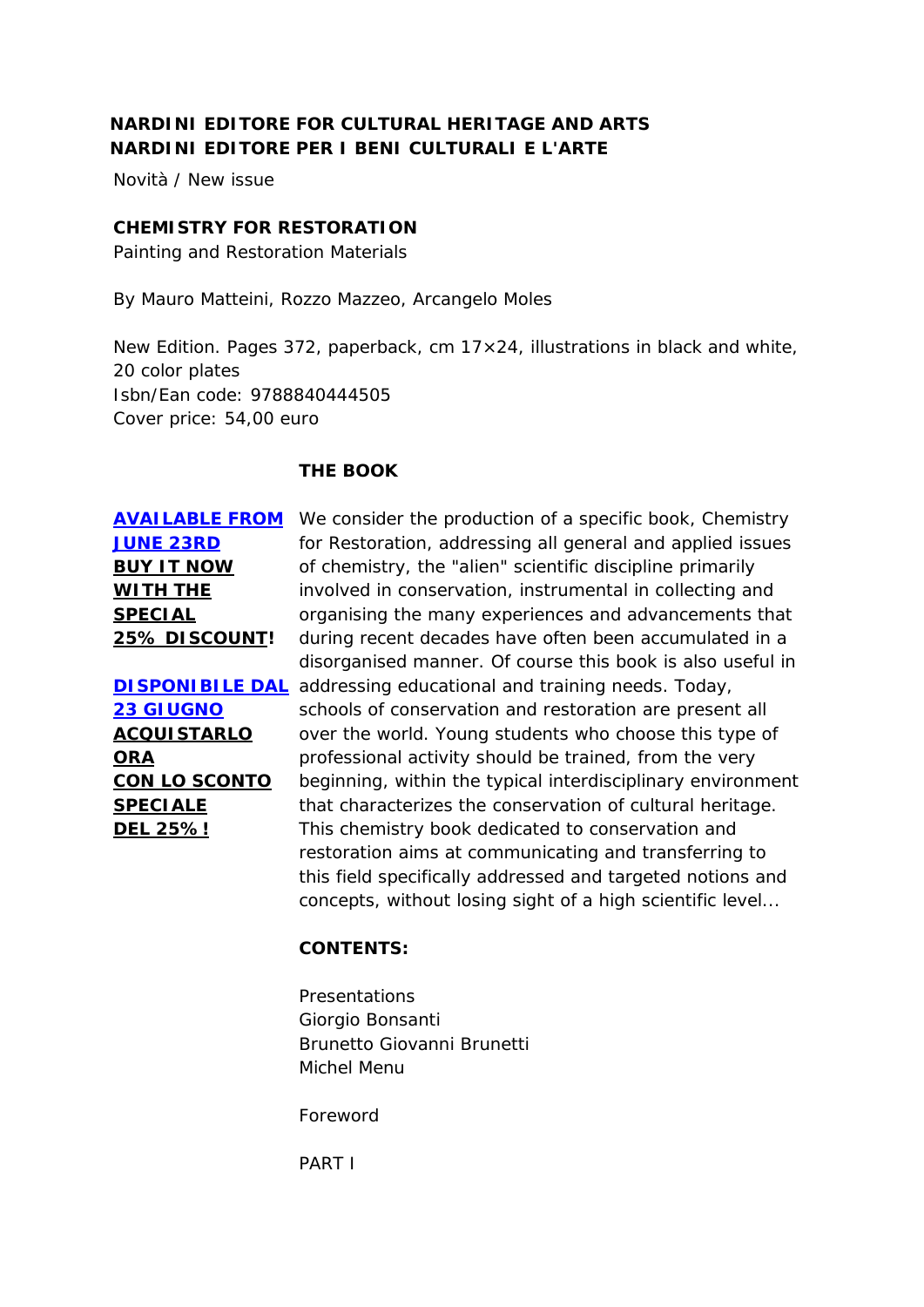**NARDINI EDITORE FOR CULTURAL HERITAGE AND ARTS**
**NARDINI EDITORE PER I BENI CULTURALI E L'ARTE**

Novità / New issue

**CHEMISTRY FOR RESTORATION**
Painting and Restoration Materials

By Mauro Matteini, Rozzo Mazzeo, Arcangelo Moles

New Edition. Pages 372, paperback, cm 17×24, illustrations in black and white, 20 color plates
Isbn/Ean code: 9788840444505
Cover price: 54,00 euro

**AVAILABLE FROM JUNE 23RD**
**BUY IT NOW WITH THE SPECIAL 25% DISCOUNT!**

**DISPONIBILE DAL 23 GIUGNO**
**ACQUISTARLO ORA CON LO SCONTO SPECIALE DEL 25%!**

**THE BOOK**

We consider the production of a specific book, Chemistry for Restoration, addressing all general and applied issues of chemistry, the "alien" scientific discipline primarily involved in conservation, instrumental in collecting and organising the many experiences and advancements that during recent decades have often been accumulated in a disorganised manner. Of course this book is also useful in addressing educational and training needs. Today, schools of conservation and restoration are present all over the world. Young students who choose this type of professional activity should be trained, from the very beginning, within the typical interdisciplinary environment that characterizes the conservation of cultural heritage. This chemistry book dedicated to conservation and restoration aims at communicating and transferring to this field specifically addressed and targeted notions and concepts, without losing sight of a high scientific level...

**CONTENTS:**

Presentations
Giorgio Bonsanti
Brunetto Giovanni Brunetti
Michel Menu

Foreword

PART I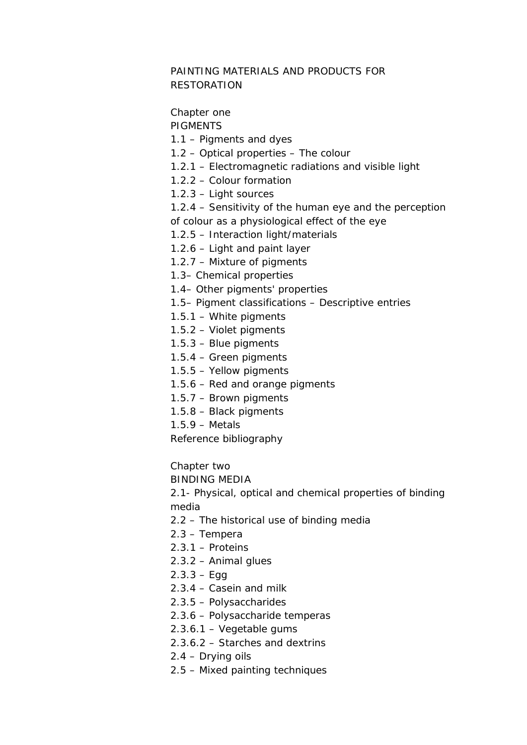# PAINTING MATERIALS AND PRODUCTS FOR RESTORATION

## Chapter one
## PIGMENTS

1.1 – Pigments and dyes
1.2 – Optical properties – The colour
1.2.1 – Electromagnetic radiations and visible light
1.2.2 – Colour formation
1.2.3 – Light sources
1.2.4 – Sensitivity of the human eye and the perception of colour as a physiological effect of the eye
1.2.5 – Interaction light/materials
1.2.6 – Light and paint layer
1.2.7 – Mixture of pigments
1.3– Chemical properties
1.4– Other pigments' properties
1.5– Pigment classifications – Descriptive entries
1.5.1 – White pigments
1.5.2 – Violet pigments
1.5.3 – Blue pigments
1.5.4 – Green pigments
1.5.5 – Yellow pigments
1.5.6 – Red and orange pigments
1.5.7 – Brown pigments
1.5.8 – Black pigments
1.5.9 – Metals
Reference bibliography

## Chapter two
## BINDING MEDIA

2.1- Physical, optical and chemical properties of binding media
2.2 – The historical use of binding media
2.3 – Tempera
2.3.1 – Proteins
2.3.2 – Animal glues
2.3.3 – Egg
2.3.4 – Casein and milk
2.3.5 – Polysaccharides
2.3.6 – Polysaccharide temperas
2.3.6.1 – Vegetable gums
2.3.6.2 – Starches and dextrins
2.4 – Drying oils
2.5 – Mixed painting techniques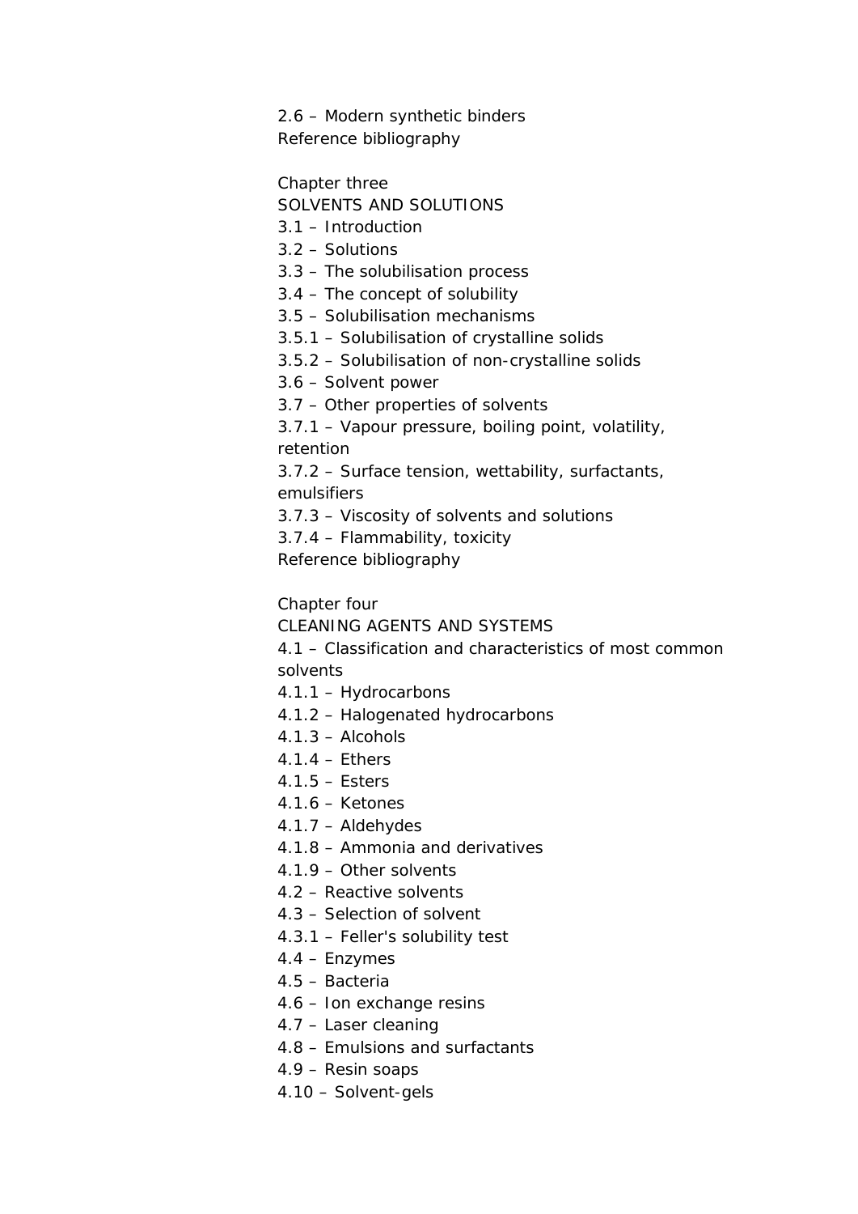2.6 – Modern synthetic binders
Reference bibliography

Chapter three
SOLVENTS AND SOLUTIONS
3.1 – Introduction
3.2 – Solutions
3.3 – The solubilisation process
3.4 – The concept of solubility
3.5 – Solubilisation mechanisms
3.5.1 – Solubilisation of crystalline solids
3.5.2 – Solubilisation of non-crystalline solids
3.6 – Solvent power
3.7 – Other properties of solvents
3.7.1 – Vapour pressure, boiling point, volatility, retention
3.7.2 – Surface tension, wettability, surfactants, emulsifiers
3.7.3 – Viscosity of solvents and solutions
3.7.4 – Flammability, toxicity
Reference bibliography

Chapter four
CLEANING AGENTS AND SYSTEMS
4.1 – Classification and characteristics of most common solvents
4.1.1 – Hydrocarbons
4.1.2 – Halogenated hydrocarbons
4.1.3 – Alcohols
4.1.4 – Ethers
4.1.5 – Esters
4.1.6 – Ketones
4.1.7 – Aldehydes
4.1.8 – Ammonia and derivatives
4.1.9 – Other solvents
4.2 – Reactive solvents
4.3 – Selection of solvent
4.3.1 – Feller's solubility test
4.4 – Enzymes
4.5 – Bacteria
4.6 – Ion exchange resins
4.7 – Laser cleaning
4.8 – Emulsions and surfactants
4.9 – Resin soaps
4.10 – Solvent-gels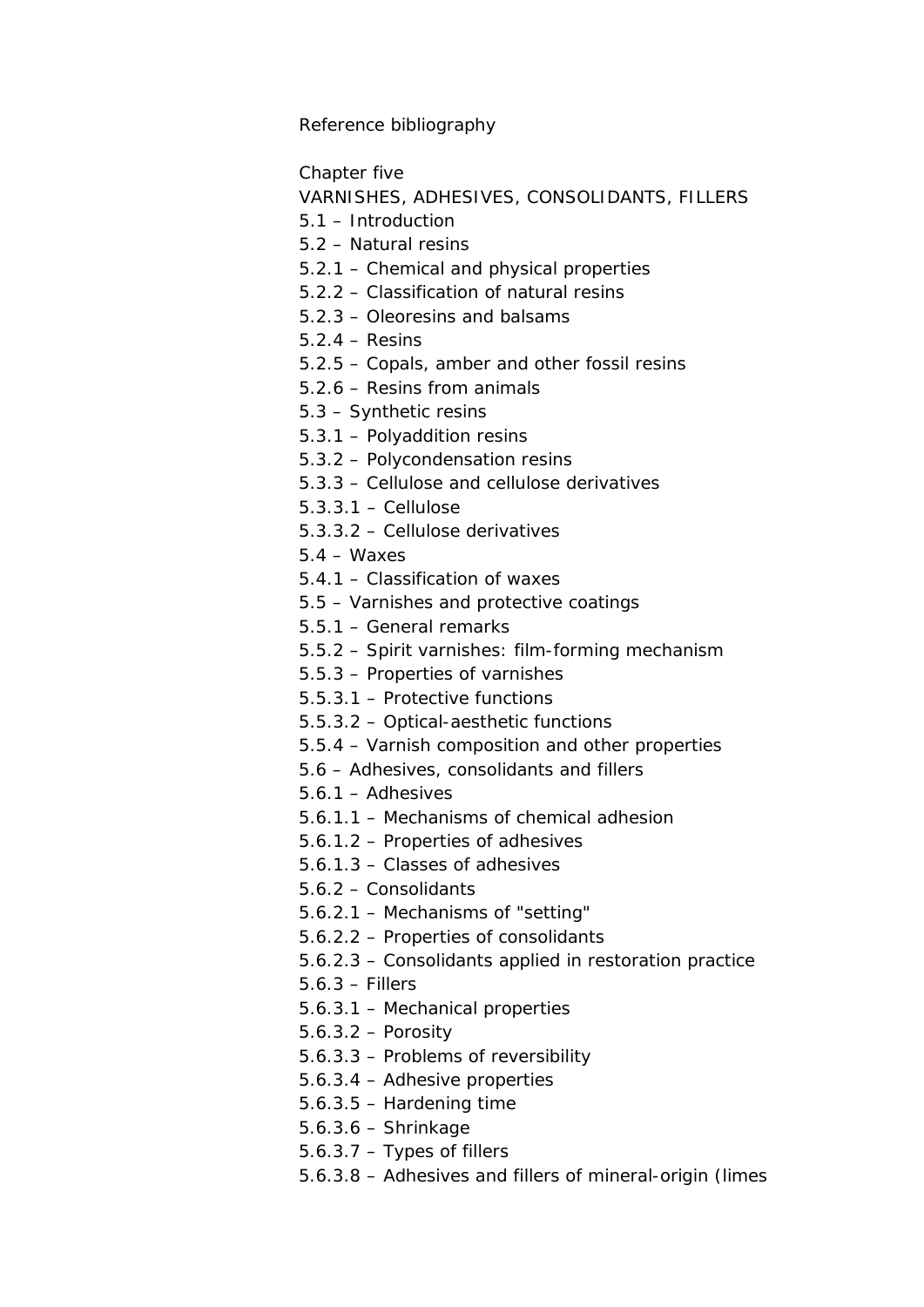Reference bibliography

Chapter five

VARNISHES, ADHESIVES, CONSOLIDANTS, FILLERS

5.1 – Introduction
5.2 – Natural resins
5.2.1 – Chemical and physical properties
5.2.2 – Classification of natural resins
5.2.3 – Oleoresins and balsams
5.2.4 – Resins
5.2.5 – Copals, amber and other fossil resins
5.2.6 – Resins from animals
5.3 – Synthetic resins
5.3.1 – Polyaddition resins
5.3.2 – Polycondensation resins
5.3.3 – Cellulose and cellulose derivatives
5.3.3.1 – Cellulose
5.3.3.2 – Cellulose derivatives
5.4 – Waxes
5.4.1 – Classification of waxes
5.5 – Varnishes and protective coatings
5.5.1 – General remarks
5.5.2 – Spirit varnishes: film-forming mechanism
5.5.3 – Properties of varnishes
5.5.3.1 – Protective functions
5.5.3.2 – Optical-aesthetic functions
5.5.4 – Varnish composition and other properties
5.6 – Adhesives, consolidants and fillers
5.6.1 – Adhesives
5.6.1.1 – Mechanisms of chemical adhesion
5.6.1.2 – Properties of adhesives
5.6.1.3 – Classes of adhesives
5.6.2 – Consolidants
5.6.2.1 – Mechanisms of "setting"
5.6.2.2 – Properties of consolidants
5.6.2.3 – Consolidants applied in restoration practice
5.6.3 – Fillers
5.6.3.1 – Mechanical properties
5.6.3.2 – Porosity
5.6.3.3 – Problems of reversibility
5.6.3.4 – Adhesive properties
5.6.3.5 – Hardening time
5.6.3.6 – Shrinkage
5.6.3.7 – Types of fillers
5.6.3.8 – Adhesives and fillers of mineral-origin (limes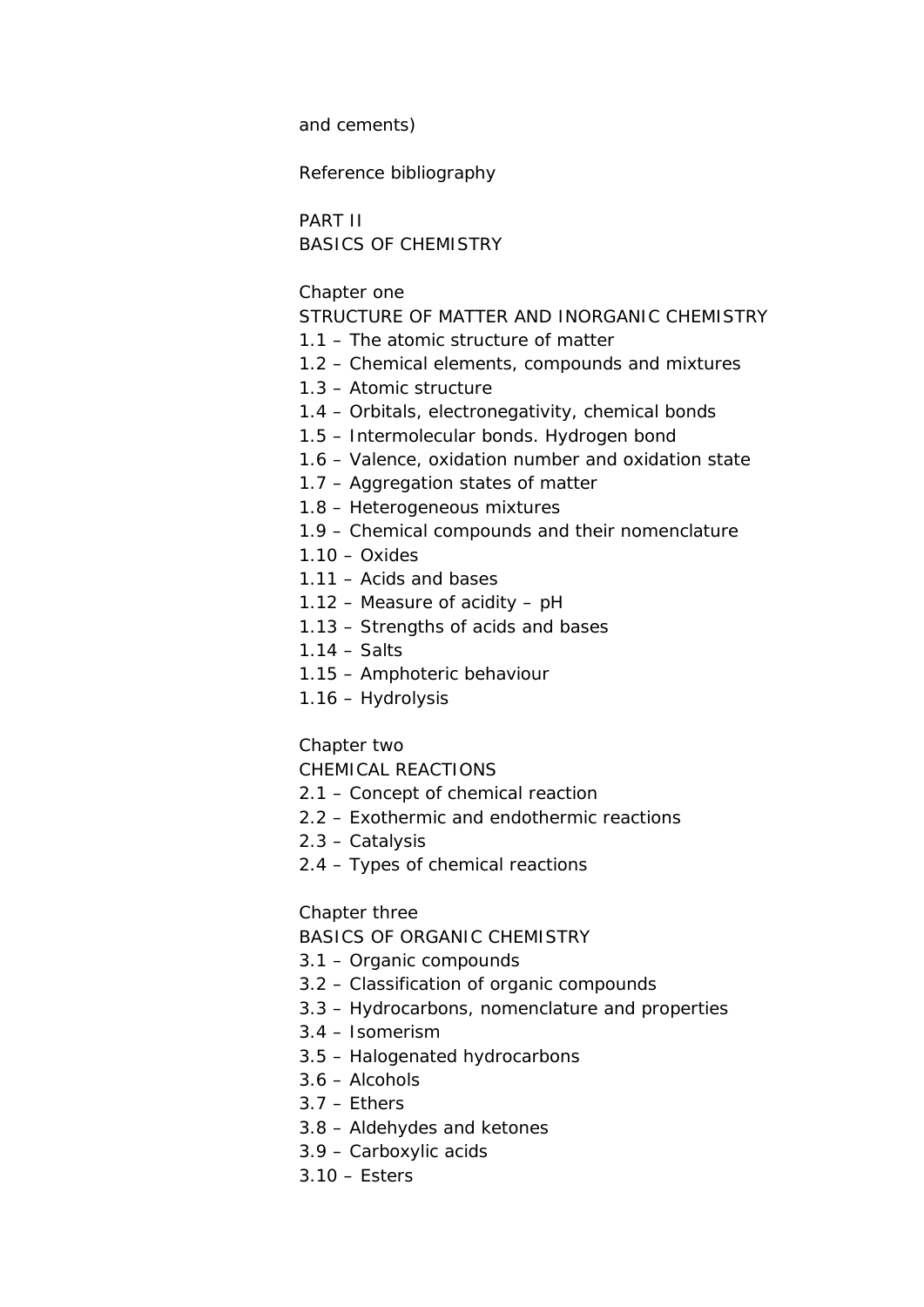and cements)

Reference bibliography

# PART II
# BASICS OF CHEMISTRY

## Chapter one
## STRUCTURE OF MATTER AND INORGANIC CHEMISTRY

1.1 – The atomic structure of matter
1.2 – Chemical elements, compounds and mixtures
1.3 – Atomic structure
1.4 – Orbitals, electronegativity, chemical bonds
1.5 – Intermolecular bonds. Hydrogen bond
1.6 – Valence, oxidation number and oxidation state
1.7 – Aggregation states of matter
1.8 – Heterogeneous mixtures
1.9 – Chemical compounds and their nomenclature
1.10 – Oxides
1.11 – Acids and bases
1.12 – Measure of acidity – pH
1.13 – Strengths of acids and bases
1.14 – Salts
1.15 – Amphoteric behaviour
1.16 – Hydrolysis

## Chapter two
## CHEMICAL REACTIONS

2.1 – Concept of chemical reaction
2.2 – Exothermic and endothermic reactions
2.3 – Catalysis
2.4 – Types of chemical reactions

## Chapter three
## BASICS OF ORGANIC CHEMISTRY

3.1 – Organic compounds
3.2 – Classification of organic compounds
3.3 – Hydrocarbons, nomenclature and properties
3.4 – Isomerism
3.5 – Halogenated hydrocarbons
3.6 – Alcohols
3.7 – Ethers
3.8 – Aldehydes and ketones
3.9 – Carboxylic acids
3.10 – Esters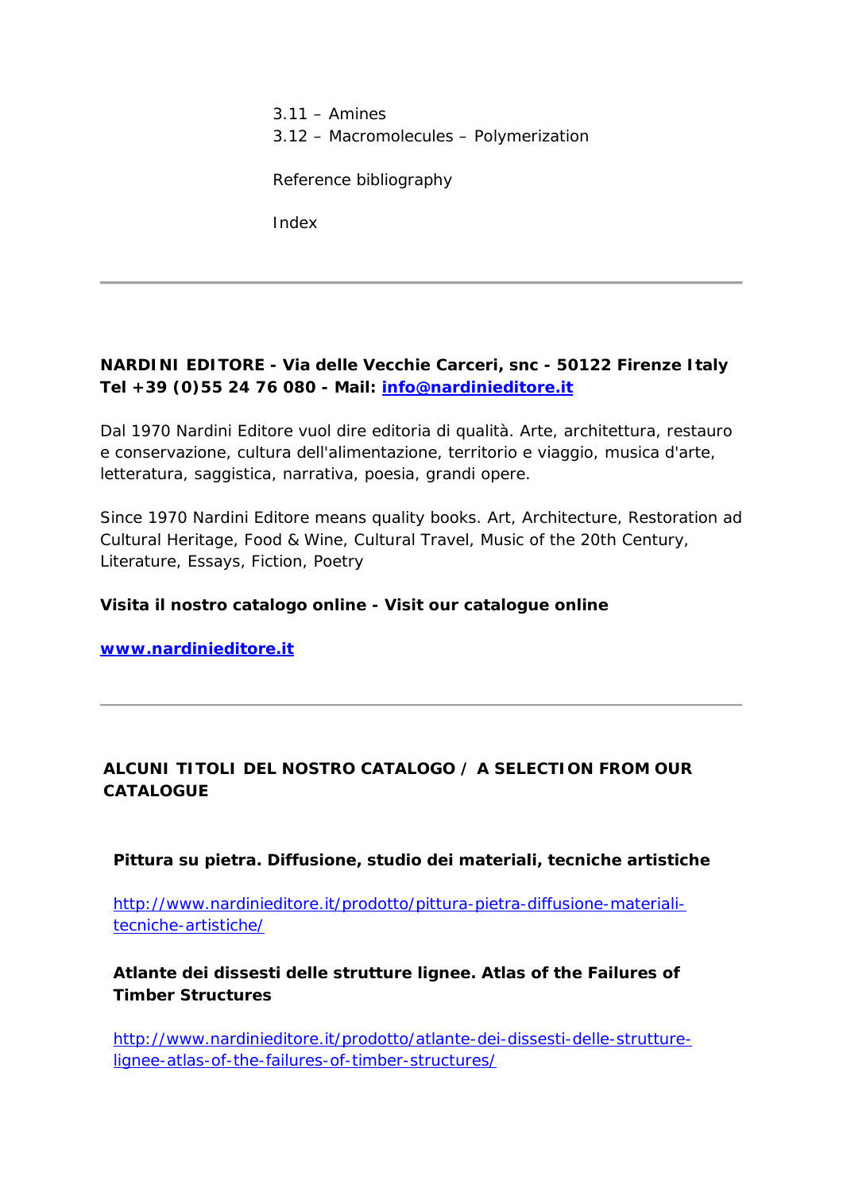3.11 – Amines
3.12 – Macromolecules – Polymerization

Reference bibliography

Index

---

**NARDINI EDITORE - Via delle Vecchie Carceri, snc - 50122 Firenze Italy**
**Tel +39 (0)55 24 76 080 - Mail: [info@nardinieditore.it](mailto:info@nardinieditore.it)**

Dal 1970 Nardini Editore vuol dire editoria di qualità. Arte, architettura, restauro e conservazione, cultura dell'alimentazione, territorio e viaggio, musica d'arte, letteratura, saggistica, narrativa, poesia, grandi opere.

Since 1970 Nardini Editore means quality books. Art, Architecture, Restoration ad Cultural Heritage, Food & Wine, Cultural Travel, Music of the 20th Century, Literature, Essays, Fiction, Poetry

**Visita il nostro catalogo online - Visit our catalogue online**

**[www.nardinieditore.it](http://www.nardinieditore.it)**

---

**ALCUNI TITOLI DEL NOSTRO CATALOGO / A SELECTION FROM OUR CATALOGUE**

**Pittura su pietra. Diffusione, studio dei materiali, tecniche artistiche**

[http://www.nardinieditore.it/prodotto/pittura-pietra-diffusione-materiali-tecniche-artistiche/](http://www.nardinieditore.it/prodotto/pittura-pietra-diffusione-materiali-tecniche-artistiche/)

**Atlante dei dissesti delle strutture lignee. Atlas of the Failures of Timber Structures**

[http://www.nardinieditore.it/prodotto/atlante-dei-dissesti-delle-strutture-lignee-atlas-of-the-failures-of-timber-structures/](http://www.nardinieditore.it/prodotto/atlante-dei-dissesti-delle-strutture-lignee-atlas-of-the-failures-of-timber-structures/)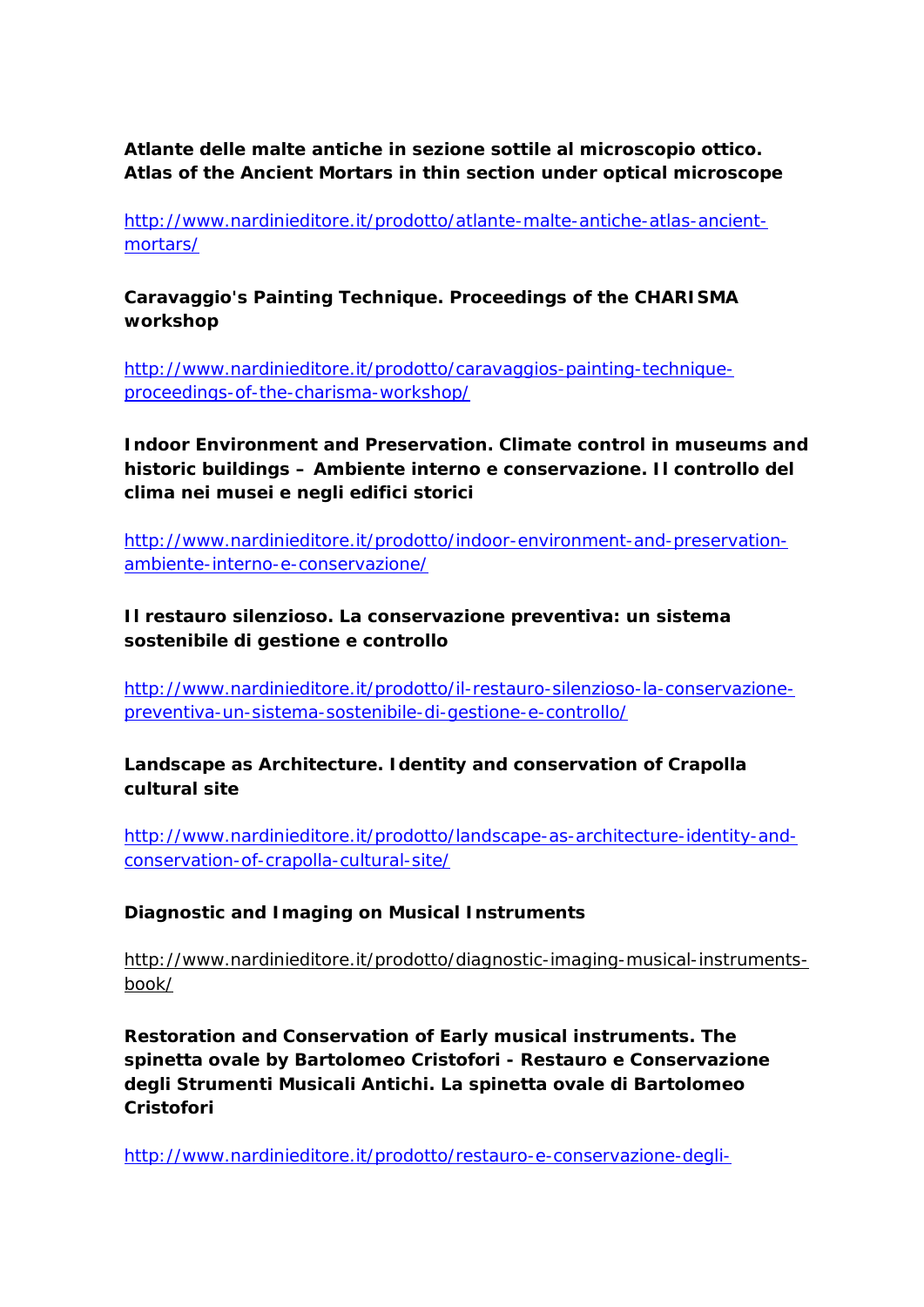**Atlante delle malte antiche in sezione sottile al microscopio ottico. Atlas of the Ancient Mortars in thin section under optical microscope**

http://www.nardinieditore.it/prodotto/atlante-malte-antiche-atlas-ancient-mortars/

**Caravaggio's Painting Technique. Proceedings of the CHARISMA workshop**

http://www.nardinieditore.it/prodotto/caravaggios-painting-technique-proceedings-of-the-charisma-workshop/

**Indoor Environment and Preservation. Climate control in museums and historic buildings – Ambiente interno e conservazione. Il controllo del clima nei musei e negli edifici storici**

http://www.nardinieditore.it/prodotto/indoor-environment-and-preservation-ambiente-interno-e-conservazione/

**Il restauro silenzioso. La conservazione preventiva: un sistema sostenibile di gestione e controllo**

http://www.nardinieditore.it/prodotto/il-restauro-silenzioso-la-conservazione-preventiva-un-sistema-sostenibile-di-gestione-e-controllo/

**Landscape as Architecture. Identity and conservation of Crapolla cultural site**

http://www.nardinieditore.it/prodotto/landscape-as-architecture-identity-and-conservation-of-crapolla-cultural-site/

**Diagnostic and Imaging on Musical Instruments**

http://www.nardinieditore.it/prodotto/diagnostic-imaging-musical-instruments-book/

**Restoration and Conservation of Early musical instruments. The spinetta ovale by Bartolomeo Cristofori - Restauro e Conservazione degli Strumenti Musicali Antichi. La spinetta ovale di Bartolomeo Cristofori**

http://www.nardinieditore.it/prodotto/restauro-e-conservazione-degli-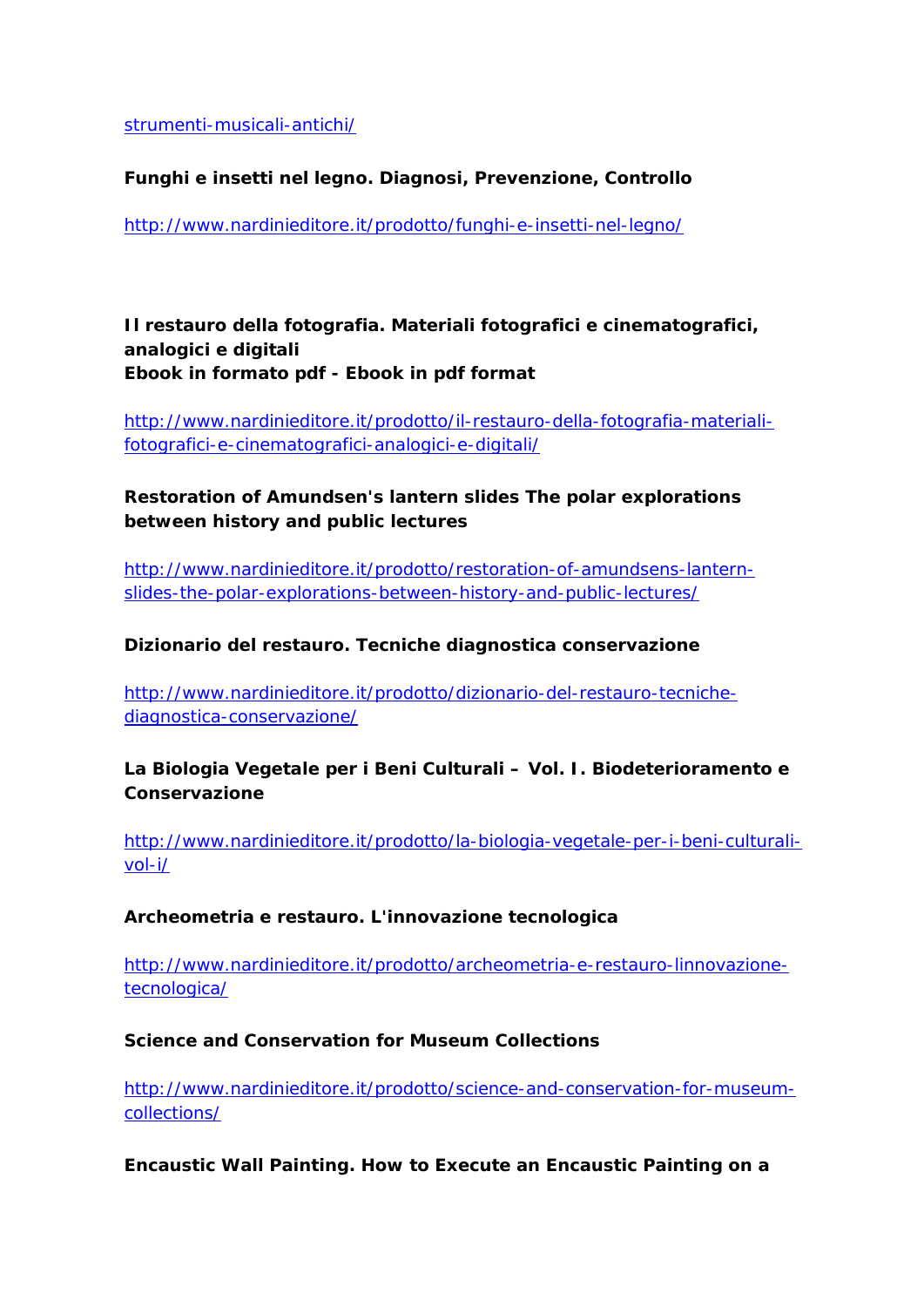strumenti-musicali-antichi/

**Funghi e insetti nel legno. Diagnosi, Prevenzione, Controllo**

http://www.nardinieditore.it/prodotto/funghi-e-insetti-nel-legno/

**Il restauro della fotografia. Materiali fotografici e cinematografici, analogici e digitali**
**Ebook in formato pdf - Ebook in pdf format**

http://www.nardinieditore.it/prodotto/il-restauro-della-fotografia-materiali-fotografici-e-cinematografici-analogici-e-digitali/

**Restoration of Amundsen's lantern slides The polar explorations between history and public lectures**

http://www.nardinieditore.it/prodotto/restoration-of-amundsens-lantern-slides-the-polar-explorations-between-history-and-public-lectures/

**Dizionario del restauro. Tecniche diagnostica conservazione**

http://www.nardinieditore.it/prodotto/dizionario-del-restauro-tecniche-diagnostica-conservazione/

**La Biologia Vegetale per i Beni Culturali – Vol. I. Biodeterioramento e Conservazione**

http://www.nardinieditore.it/prodotto/la-biologia-vegetale-per-i-beni-culturali-vol-i/

**Archeometria e restauro. L'innovazione tecnologica**

http://www.nardinieditore.it/prodotto/archeometria-e-restauro-linnovazione-tecnologica/

**Science and Conservation for Museum Collections**

http://www.nardinieditore.it/prodotto/science-and-conservation-for-museum-collections/

**Encaustic Wall Painting. How to Execute an Encaustic Painting on a**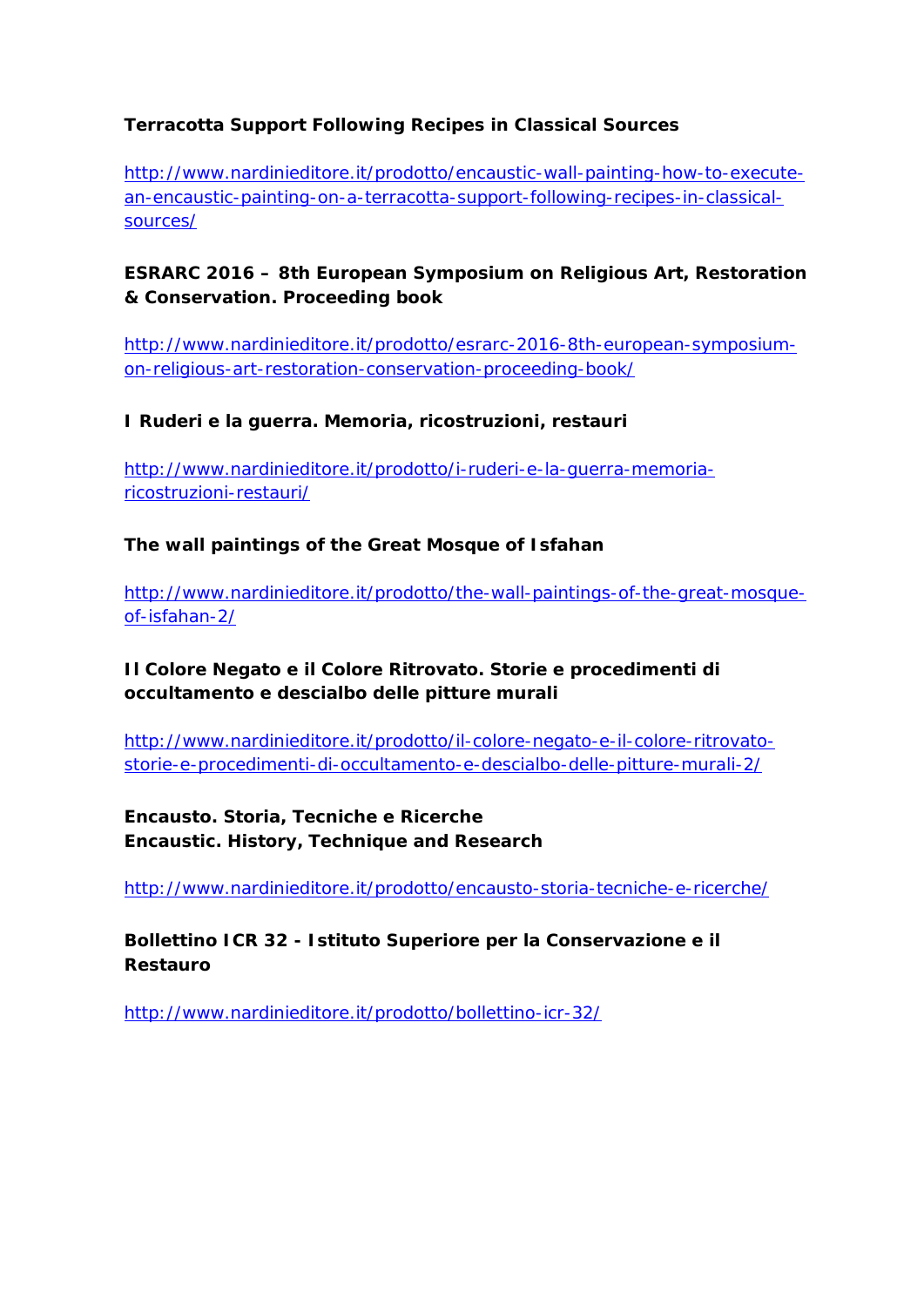**Terracotta Support Following Recipes in Classical Sources**

http://www.nardinieditore.it/prodotto/encaustic-wall-painting-how-to-execute-an-encaustic-painting-on-a-terracotta-support-following-recipes-in-classical-sources/

**ESRARC 2016 – 8th European Symposium on Religious Art, Restoration & Conservation. Proceeding book**

http://www.nardinieditore.it/prodotto/esrarc-2016-8th-european-symposium-on-religious-art-restoration-conservation-proceeding-book/

**I Ruderi e la guerra. Memoria, ricostruzioni, restauri**

http://www.nardinieditore.it/prodotto/i-ruderi-e-la-guerra-memoria-ricostruzioni-restauri/

**The wall paintings of the Great Mosque of Isfahan**

http://www.nardinieditore.it/prodotto/the-wall-paintings-of-the-great-mosque-of-isfahan-2/

**Il Colore Negato e il Colore Ritrovato. Storie e procedimenti di occultamento e descialbo delle pitture murali**

http://www.nardinieditore.it/prodotto/il-colore-negato-e-il-colore-ritrovato-storie-e-procedimenti-di-occultamento-e-descialbo-delle-pitture-murali-2/

**Encausto. Storia, Tecniche e Ricerche**
**Encaustic. History, Technique and Research**

http://www.nardinieditore.it/prodotto/encausto-storia-tecniche-e-ricerche/

**Bollettino ICR 32 - Istituto Superiore per la Conservazione e il Restauro**

http://www.nardinieditore.it/prodotto/bollettino-icr-32/